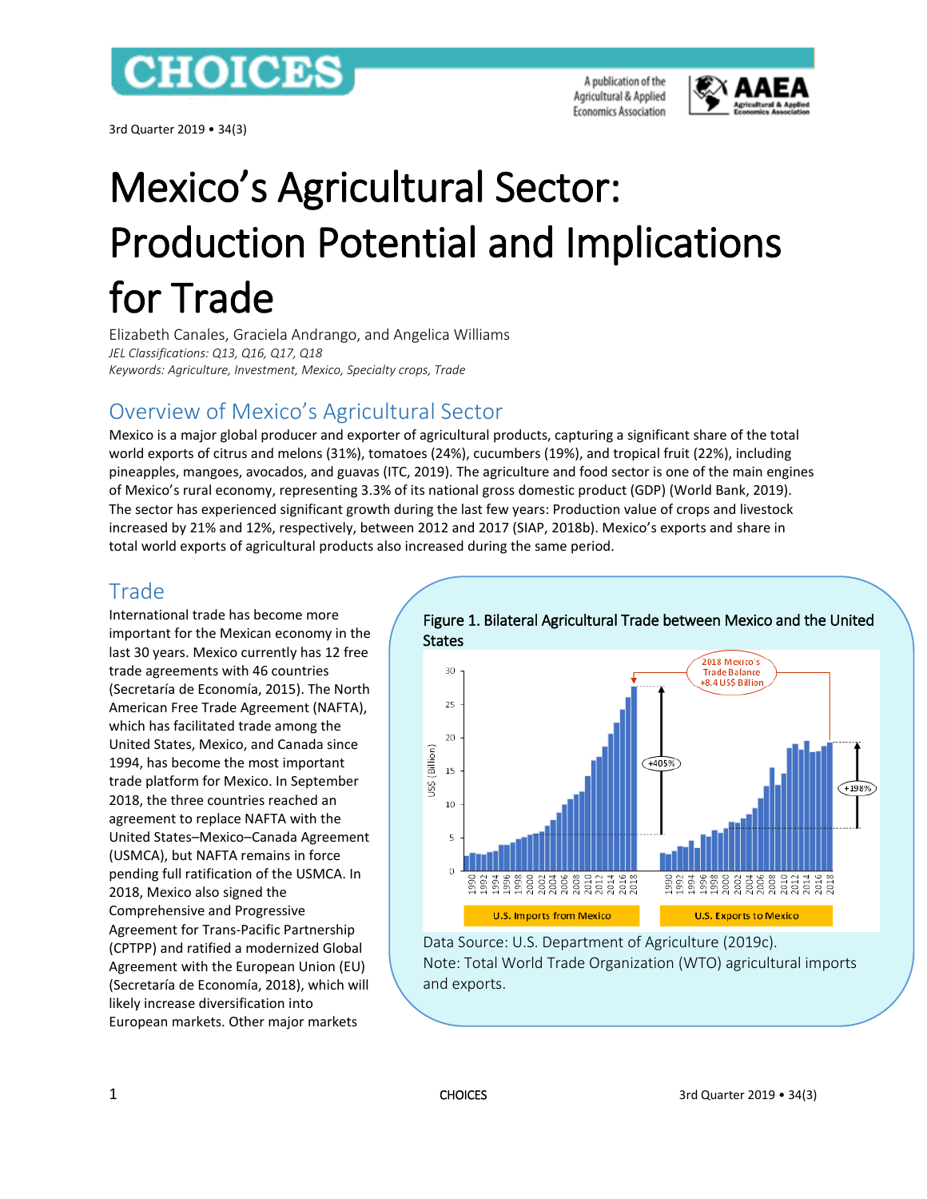# Mexico's Agricultural Sector: Production Potential and Implications for Trade

Elizabeth Canales, Graciela Andrango, and Angelica Williams

*JEL Classifications: Q13, Q16, Q17, Q18*

*Keywords: Agriculture, Investment, Mexico, Specialty crops, Trade*

## Overview of Mexico's Agricultural Sector

Mexico is a major global producer and exporter of agricultural products, capturing a significant share of the total world exports of citrus and melons (31%), tomatoes (24%), cucumbers (19%), and tropical fruit (22%), including pineapples, mangoes, avocados, and guavas (ITC, 2019). The agriculture and food sector is one of the main engines of Mexico's rural economy, representing 3.3% of its national gross domestic product (GDP) (World Bank, 2019). The sector has experienced significant growth during the last few years: Production value of crops and livestock increased by 21% and 12%, respectively, between 2012 and 2017 (SIAP, 2018b). Mexico's exports and share in total world exports of agricultural products also increased during the same period.

## Trade

International trade has become more important for the Mexican economy in the last 30 years. Mexico currently has 12 free trade agreements with 46 countries (Secretaría de Economía, 2015). The North American Free Trade Agreement (NAFTA), which has facilitated trade among the United States, Mexico, and Canada since 1994, has become the most important trade platform for Mexico. In September 2018, the three countries reached an agreement to replace NAFTA with the United States–Mexico–Canada Agreement (USMCA), but NAFTA remains in force pending full ratification of the USMCA. In 2018, Mexico also signed the Comprehensive and Progressive Agreement for Trans-Pacific Partnership (CPTPP) and ratified a modernized Global Agreement with the European Union (EU) (Secretaría de Economía, 2018), which will likely increase diversification into European markets. Other major markets

**Figure 1. Bilateral Agricultural Trade between Mexico and the United States**

Data Source: U.S. Department of Agriculture (2019c).
Note: Total World Trade Organization (WTO) agricultural imports and exports.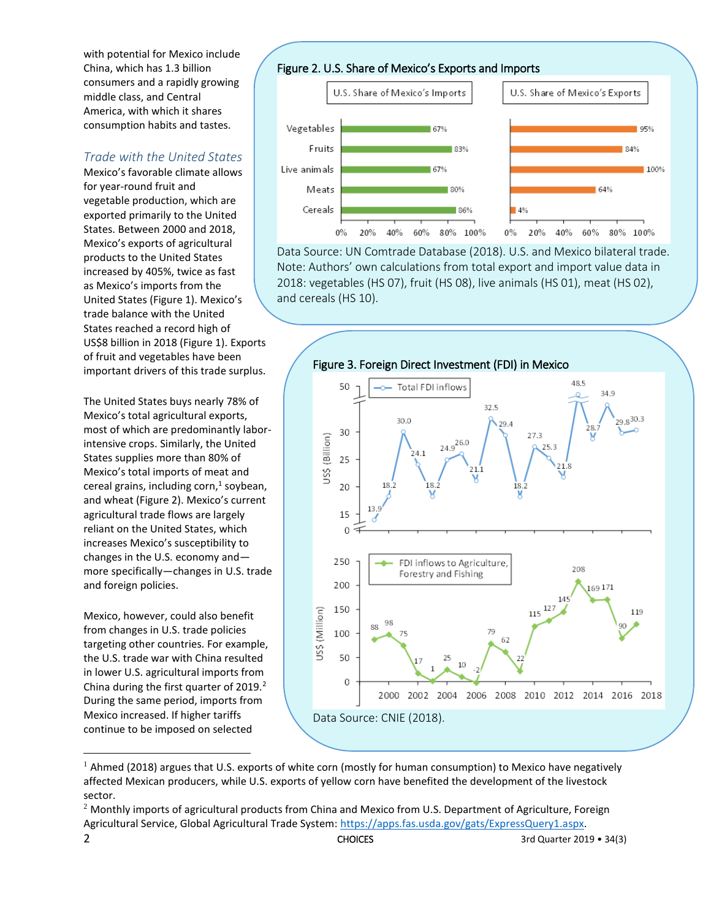with potential for Mexico include China, which has 1.3 billion consumers and a rapidly growing middle class, and Central America, with which it shares consumption habits and tastes.

### *Trade with the United States*

Mexico's favorable climate allows for year-round fruit and vegetable production, which are exported primarily to the United States. Between 2000 and 2018, Mexico's exports of agricultural products to the United States increased by 405%, twice as fast as Mexico's imports from the United States (Figure 1). Mexico's trade balance with the United States reached a record high of US$8 billion in 2018 (Figure 1). Exports of fruit and vegetables have been important drivers of this trade surplus.

The United States buys nearly 78% of Mexico's total agricultural exports, most of which are predominantly labor-intensive crops. Similarly, the United States supplies more than 80% of Mexico's total imports of meat and cereal grains, including corn,[1] soybean, and wheat (Figure 2). Mexico's current agricultural trade flows are largely reliant on the United States, which increases Mexico's susceptibility to changes in the U.S. economy and—more specifically—changes in U.S. trade and foreign policies.

Mexico, however, could also benefit from changes in U.S. trade policies targeting other countries. For example, the U.S. trade war with China resulted in lower U.S. agricultural imports from China during the first quarter of 2019.[2] During the same period, imports from Mexico increased. If higher tariffs continue to be imposed on selected

**Figure 2. U.S. Share of Mexico's Exports and Imports**

| | U.S. Share of Mexico's Imports | U.S. Share of Mexico's Exports |
|---|---|---|
| Vegetables | 67% | 95% |
| Fruits | 83% | 84% |
| Live animals | 67% | 100% |
| Meats | 80% | 64% |
| Cereals | 86% | 4% |

Data Source: UN Comtrade Database (2018). U.S. and Mexico bilateral trade.
Note: Authors' own calculations from total export and import value data in 2018: vegetables (HS 07), fruit (HS 08), live animals (HS 01), meat (HS 02), and cereals (HS 10).

**Figure 3. Foreign Direct Investment (FDI) in Mexico**

| Year | Total FDI inflows (US$ Billion) | FDI inflows to Agriculture, Forestry and Fishing (US$ Million) |
|---|---|---|
| 1999 | 13.9 | 88 |
| 2000 | 18.2 | 98 |
| 2001 | 30.0 | 75 |
| 2002 | 24.1 | 17 |
| 2003 | 18.2 | 1 |
| 2004 | 24.9 | 25 |
| 2005 | 26.0 | 10 |
| 2006 | 21.1 | -2 |
| 2007 | 32.5 | 79 |
| 2008 | 29.4 | 62 |
| 2009 | 18.2 | 22 |
| 2010 | 27.3 | 115 |
| 2011 | 25.3 | 127 |
| 2012 | 21.8 | 145 |
| 2013 | 48.5 | 208 |
| 2014 | 28.7 | 169 |
| 2015 | 34.9 | 171 |
| 2016 | 29.8 | 90 |
| 2017 | 30.3 | 119 |

Data Source: CNIE (2018).

---

[1] Ahmed (2018) argues that U.S. exports of white corn (mostly for human consumption) to Mexico have negatively affected Mexican producers, while U.S. exports of yellow corn have benefited the development of the livestock sector.

[2] Monthly imports of agricultural products from China and Mexico from U.S. Department of Agriculture, Foreign Agricultural Service, Global Agricultural Trade System: https://apps.fas.usda.gov/gats/ExpressQuery1.aspx.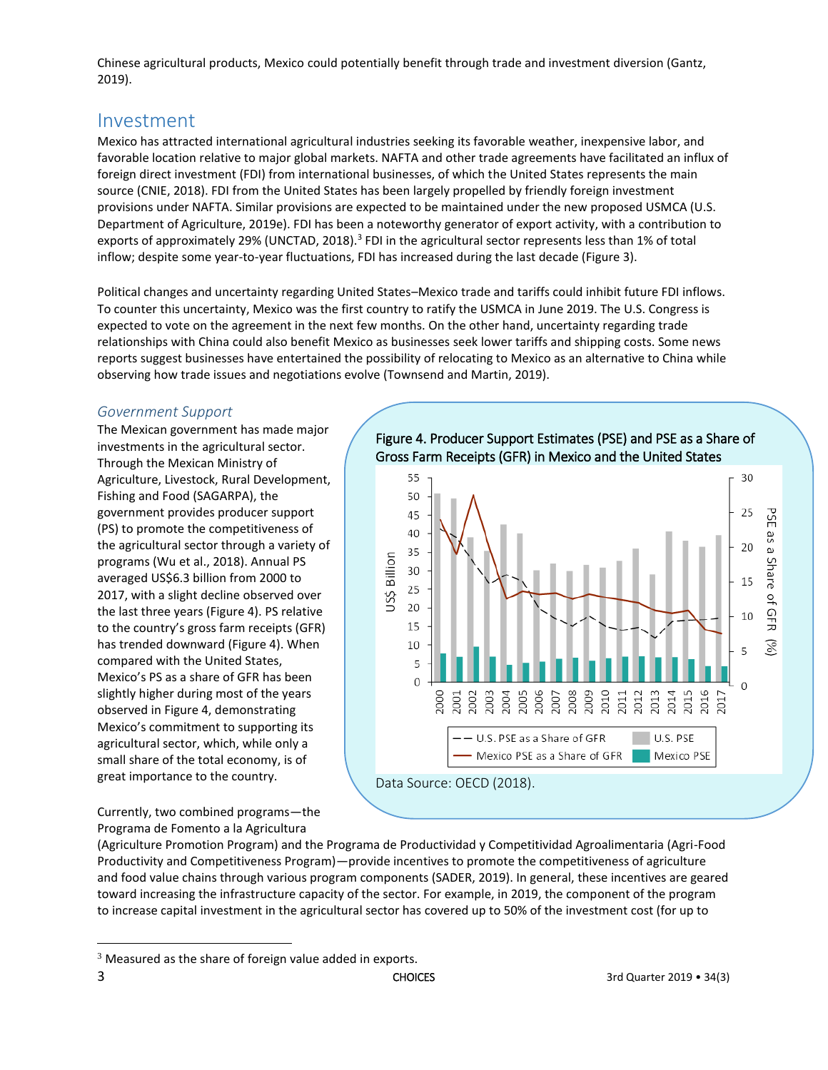Chinese agricultural products, Mexico could potentially benefit through trade and investment diversion (Gantz, 2019).

## Investment

Mexico has attracted international agricultural industries seeking its favorable weather, inexpensive labor, and favorable location relative to major global markets. NAFTA and other trade agreements have facilitated an influx of foreign direct investment (FDI) from international businesses, of which the United States represents the main source (CNIE, 2018). FDI from the United States has been largely propelled by friendly foreign investment provisions under NAFTA. Similar provisions are expected to be maintained under the new proposed USMCA (U.S. Department of Agriculture, 2019e). FDI has been a noteworthy generator of export activity, with a contribution to exports of approximately 29% (UNCTAD, 2018).[3] FDI in the agricultural sector represents less than 1% of total inflow; despite some year-to-year fluctuations, FDI has increased during the last decade (Figure 3).

Political changes and uncertainty regarding United States–Mexico trade and tariffs could inhibit future FDI inflows. To counter this uncertainty, Mexico was the first country to ratify the USMCA in June 2019. The U.S. Congress is expected to vote on the agreement in the next few months. On the other hand, uncertainty regarding trade relationships with China could also benefit Mexico as businesses seek lower tariffs and shipping costs. Some news reports suggest businesses have entertained the possibility of relocating to Mexico as an alternative to China while observing how trade issues and negotiations evolve (Townsend and Martin, 2019).

### *Government Support*

The Mexican government has made major investments in the agricultural sector. Through the Mexican Ministry of Agriculture, Livestock, Rural Development, Fishing and Food (SAGARPA), the government provides producer support (PS) to promote the competitiveness of the agricultural sector through a variety of programs (Wu et al., 2018). Annual PS averaged US$6.3 billion from 2000 to 2017, with a slight decline observed over the last three years (Figure 4). PS relative to the country's gross farm receipts (GFR) has trended downward (Figure 4). When compared with the United States, Mexico's PS as a share of GFR has been slightly higher during most of the years observed in Figure 4, demonstrating Mexico's commitment to supporting its agricultural sector, which, while only a small share of the total economy, is of great importance to the country.

**Figure 4. Producer Support Estimates (PSE) and PSE as a Share of Gross Farm Receipts (GFR) in Mexico and the United States**

Data Source: OECD (2018).

Currently, two combined programs—the Programa de Fomento a la Agricultura (Agriculture Promotion Program) and the Programa de Productividad y Competitividad Agroalimentaria (Agri-Food Productivity and Competitiveness Program)—provide incentives to promote the competitiveness of agriculture and food value chains through various program components (SADER, 2019). In general, these incentives are geared toward increasing the infrastructure capacity of the sector. For example, in 2019, the component of the program to increase capital investment in the agricultural sector has covered up to 50% of the investment cost (for up to

[3] Measured as the share of foreign value added in exports.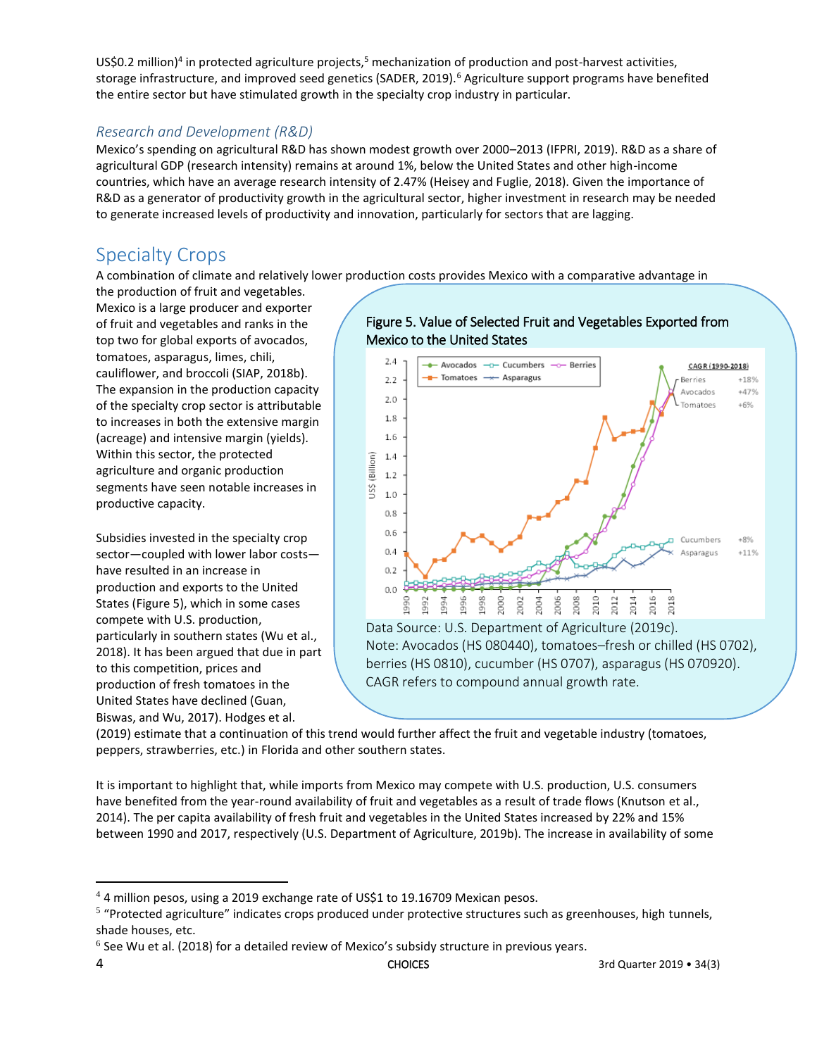US$0.2 million)[4] in protected agriculture projects,[5] mechanization of production and post-harvest activities, storage infrastructure, and improved seed genetics (SADER, 2019).[6] Agriculture support programs have benefited the entire sector but have stimulated growth in the specialty crop industry in particular.

### *Research and Development (R&D)*

Mexico's spending on agricultural R&D has shown modest growth over 2000–2013 (IFPRI, 2019). R&D as a share of agricultural GDP (research intensity) remains at around 1%, below the United States and other high-income countries, which have an average research intensity of 2.47% (Heisey and Fuglie, 2018). Given the importance of R&D as a generator of productivity growth in the agricultural sector, higher investment in research may be needed to generate increased levels of productivity and innovation, particularly for sectors that are lagging.

## Specialty Crops

A combination of climate and relatively lower production costs provides Mexico with a comparative advantage in the production of fruit and vegetables. Mexico is a large producer and exporter of fruit and vegetables and ranks in the top two for global exports of avocados, tomatoes, asparagus, limes, chili, cauliflower, and broccoli (SIAP, 2018b). The expansion in the production capacity of the specialty crop sector is attributable to increases in both the extensive margin (acreage) and intensive margin (yields). Within this sector, the protected agriculture and organic production segments have seen notable increases in productive capacity.

Subsidies invested in the specialty crop sector—coupled with lower labor costs—have resulted in an increase in production and exports to the United States (Figure 5), which in some cases compete with U.S. production, particularly in southern states (Wu et al., 2018). It has been argued that due in part to this competition, prices and production of fresh tomatoes in the United States have declined (Guan, Biswas, and Wu, 2017). Hodges et al. (2019) estimate that a continuation of this trend would further affect the fruit and vegetable industry (tomatoes, peppers, strawberries, etc.) in Florida and other southern states.

**Figure 5. Value of Selected Fruit and Vegetables Exported from Mexico to the United States**

| CAGR (1990-2018) | |
|---|---|
| Berries | +18% |
| Avocados | +47% |
| Tomatoes | +6% |
| Cucumbers | +8% |
| Asparagus | +11% |

Data Source: U.S. Department of Agriculture (2019c).
Note: Avocados (HS 080440), tomatoes–fresh or chilled (HS 0702), berries (HS 0810), cucumber (HS 0707), asparagus (HS 070920). CAGR refers to compound annual growth rate.

It is important to highlight that, while imports from Mexico may compete with U.S. production, U.S. consumers have benefited from the year-round availability of fruit and vegetables as a result of trade flows (Knutson et al., 2014). The per capita availability of fresh fruit and vegetables in the United States increased by 22% and 15% between 1990 and 2017, respectively (U.S. Department of Agriculture, 2019b). The increase in availability of some

---

[4] 4 million pesos, using a 2019 exchange rate of US$1 to 19.16709 Mexican pesos.

[5] "Protected agriculture" indicates crops produced under protective structures such as greenhouses, high tunnels, shade houses, etc.

[6] See Wu et al. (2018) for a detailed review of Mexico's subsidy structure in previous years.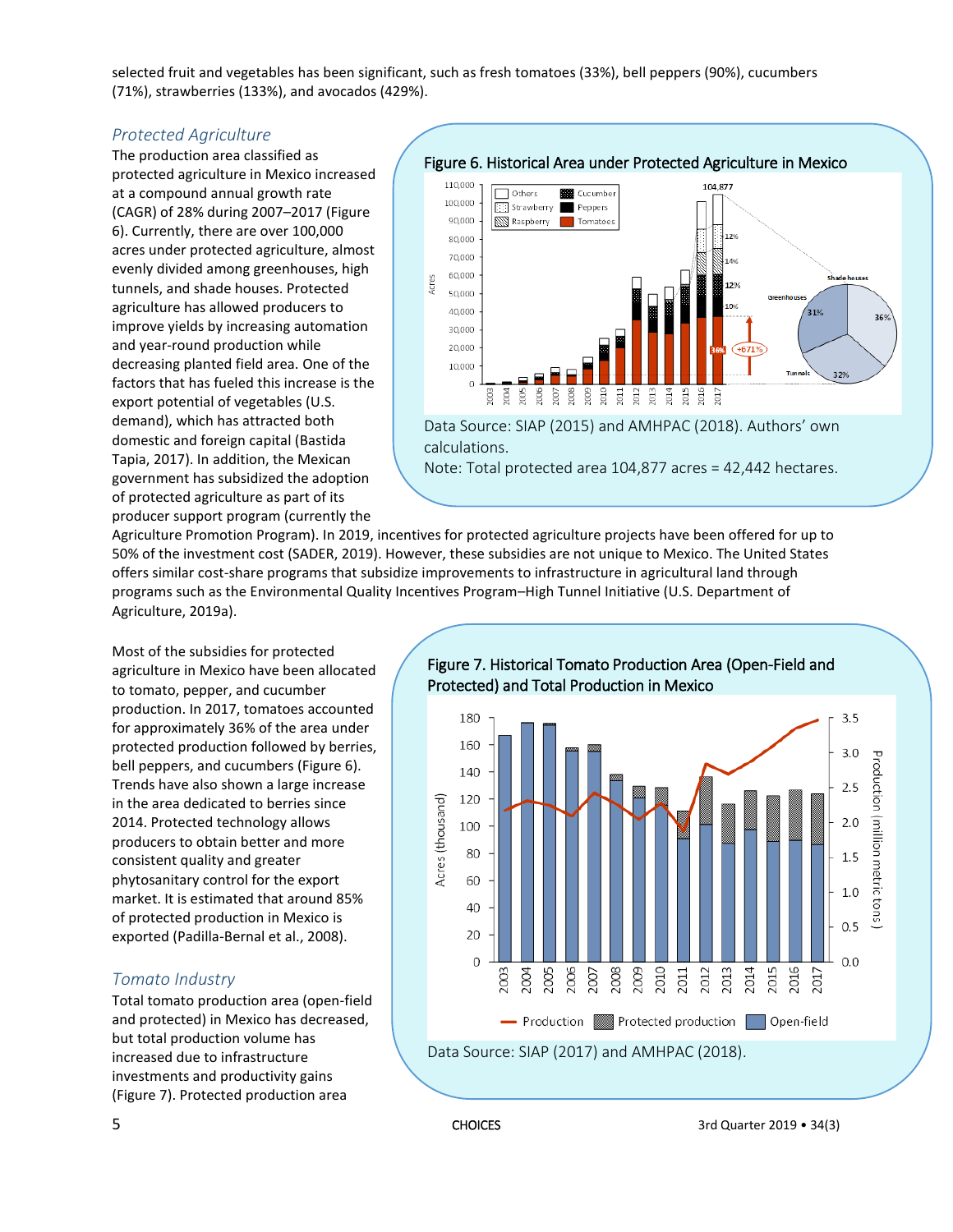selected fruit and vegetables has been significant, such as fresh tomatoes (33%), bell peppers (90%), cucumbers (71%), strawberries (133%), and avocados (429%).

### *Protected Agriculture*

The production area classified as protected agriculture in Mexico increased at a compound annual growth rate (CAGR) of 28% during 2007–2017 (Figure 6). Currently, there are over 100,000 acres under protected agriculture, almost evenly divided among greenhouses, high tunnels, and shade houses. Protected agriculture has allowed producers to improve yields by increasing automation and year-round production while decreasing planted field area. One of the factors that has fueled this increase is the export potential of vegetables (U.S. demand), which has attracted both domestic and foreign capital (Bastida Tapia, 2017). In addition, the Mexican government has subsidized the adoption of protected agriculture as part of its producer support program (currently the Agriculture Promotion Program). In 2019, incentives for protected agriculture projects have been offered for up to 50% of the investment cost (SADER, 2019). However, these subsidies are not unique to Mexico. The United States offers similar cost-share programs that subsidize improvements to infrastructure in agricultural land through programs such as the Environmental Quality Incentives Program–High Tunnel Initiative (U.S. Department of Agriculture, 2019a).

**Figure 6. Historical Area under Protected Agriculture in Mexico**

Data Source: SIAP (2015) and AMHPAC (2018). Authors' own calculations.

Note: Total protected area 104,877 acres = 42,442 hectares.

Most of the subsidies for protected agriculture in Mexico have been allocated to tomato, pepper, and cucumber production. In 2017, tomatoes accounted for approximately 36% of the area under protected production followed by berries, bell peppers, and cucumbers (Figure 6). Trends have also shown a large increase in the area dedicated to berries since 2014. Protected technology allows producers to obtain better and more consistent quality and greater phytosanitary control for the export market. It is estimated that around 85% of protected production in Mexico is exported (Padilla-Bernal et al., 2008).

**Figure 7. Historical Tomato Production Area (Open-Field and Protected) and Total Production in Mexico**

Data Source: SIAP (2017) and AMHPAC (2018).

### *Tomato Industry*

Total tomato production area (open-field and protected) in Mexico has decreased, but total production volume has increased due to infrastructure investments and productivity gains (Figure 7). Protected production area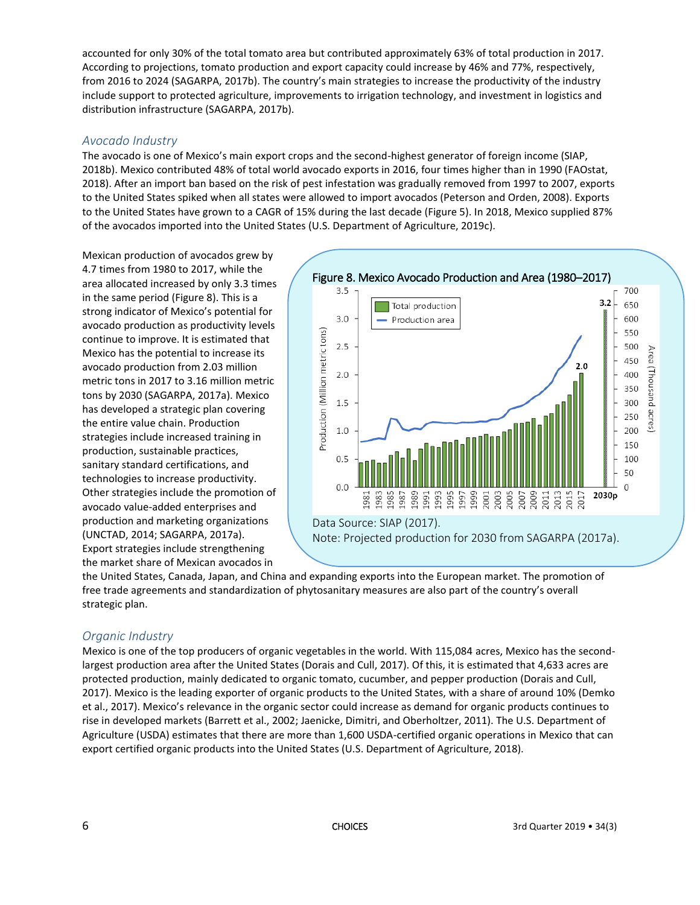accounted for only 30% of the total tomato area but contributed approximately 63% of total production in 2017. According to projections, tomato production and export capacity could increase by 46% and 77%, respectively, from 2016 to 2024 (SAGARPA, 2017b). The country's main strategies to increase the productivity of the industry include support to protected agriculture, improvements to irrigation technology, and investment in logistics and distribution infrastructure (SAGARPA, 2017b).

### *Avocado Industry*

The avocado is one of Mexico's main export crops and the second-highest generator of foreign income (SIAP, 2018b). Mexico contributed 48% of total world avocado exports in 2016, four times higher than in 1990 (FAOstat, 2018). After an import ban based on the risk of pest infestation was gradually removed from 1997 to 2007, exports to the United States spiked when all states were allowed to import avocados (Peterson and Orden, 2008). Exports to the United States have grown to a CAGR of 15% during the last decade (Figure 5). In 2018, Mexico supplied 87% of the avocados imported into the United States (U.S. Department of Agriculture, 2019c).

Mexican production of avocados grew by 4.7 times from 1980 to 2017, while the area allocated increased by only 3.3 times in the same period (Figure 8). This is a strong indicator of Mexico's potential for avocado production as productivity levels continue to improve. It is estimated that Mexico has the potential to increase its avocado production from 2.03 million metric tons in 2017 to 3.16 million metric tons by 2030 (SAGARPA, 2017a). Mexico has developed a strategic plan covering the entire value chain. Production strategies include increased training in production, sustainable practices, sanitary standard certifications, and technologies to increase productivity. Other strategies include the promotion of avocado value-added enterprises and production and marketing organizations (UNCTAD, 2014; SAGARPA, 2017a). Export strategies include strengthening the market share of Mexican avocados in the United States, Canada, Japan, and China and expanding exports into the European market. The promotion of free trade agreements and standardization of phytosanitary measures are also part of the country's overall strategic plan.

Figure 8. Mexico Avocado Production and Area (1980–2017)

Data Source: SIAP (2017).
Note: Projected production for 2030 from SAGARPA (2017a).

### *Organic Industry*

Mexico is one of the top producers of organic vegetables in the world. With 115,084 acres, Mexico has the second-largest production area after the United States (Dorais and Cull, 2017). Of this, it is estimated that 4,633 acres are protected production, mainly dedicated to organic tomato, cucumber, and pepper production (Dorais and Cull, 2017). Mexico is the leading exporter of organic products to the United States, with a share of around 10% (Demko et al., 2017). Mexico's relevance in the organic sector could increase as demand for organic products continues to rise in developed markets (Barrett et al., 2002; Jaenicke, Dimitri, and Oberholtzer, 2011). The U.S. Department of Agriculture (USDA) estimates that there are more than 1,600 USDA-certified organic operations in Mexico that can export certified organic products into the United States (U.S. Department of Agriculture, 2018).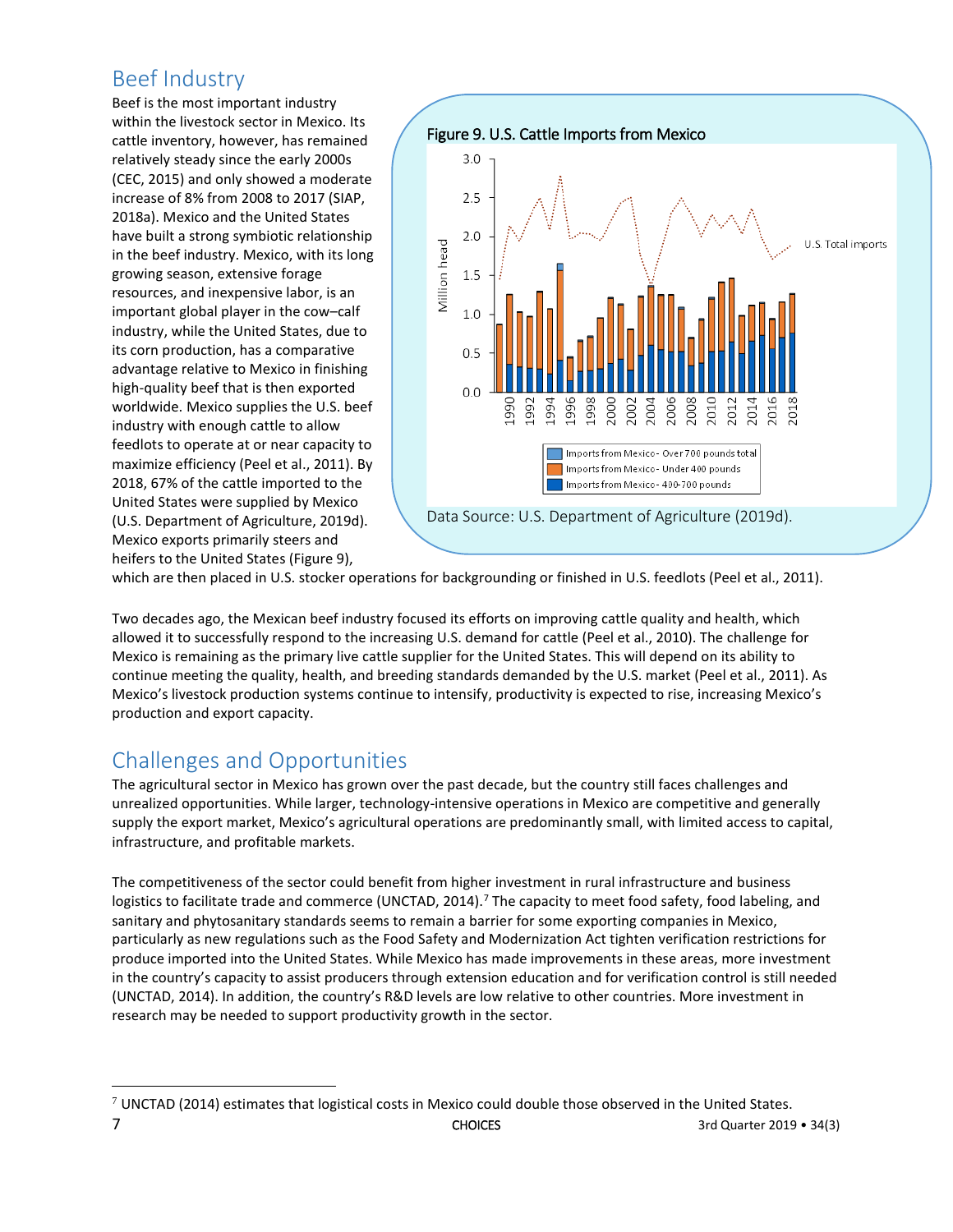## Beef Industry

Beef is the most important industry within the livestock sector in Mexico. Its cattle inventory, however, has remained relatively steady since the early 2000s (CEC, 2015) and only showed a moderate increase of 8% from 2008 to 2017 (SIAP, 2018a). Mexico and the United States have built a strong symbiotic relationship in the beef industry. Mexico, with its long growing season, extensive forage resources, and inexpensive labor, is an important global player in the cow–calf industry, while the United States, due to its corn production, has a comparative advantage relative to Mexico in finishing high-quality beef that is then exported worldwide. Mexico supplies the U.S. beef industry with enough cattle to allow feedlots to operate at or near capacity to maximize efficiency (Peel et al., 2011). By 2018, 67% of the cattle imported to the United States were supplied by Mexico (U.S. Department of Agriculture, 2019d). Mexico exports primarily steers and heifers to the United States (Figure 9), which are then placed in U.S. stocker operations for backgrounding or finished in U.S. feedlots (Peel et al., 2011).

Figure 9. U.S. Cattle Imports from Mexico

Data Source: U.S. Department of Agriculture (2019d).

Two decades ago, the Mexican beef industry focused its efforts on improving cattle quality and health, which allowed it to successfully respond to the increasing U.S. demand for cattle (Peel et al., 2010). The challenge for Mexico is remaining as the primary live cattle supplier for the United States. This will depend on its ability to continue meeting the quality, health, and breeding standards demanded by the U.S. market (Peel et al., 2011). As Mexico's livestock production systems continue to intensify, productivity is expected to rise, increasing Mexico's production and export capacity.

## Challenges and Opportunities

The agricultural sector in Mexico has grown over the past decade, but the country still faces challenges and unrealized opportunities. While larger, technology-intensive operations in Mexico are competitive and generally supply the export market, Mexico's agricultural operations are predominantly small, with limited access to capital, infrastructure, and profitable markets.

The competitiveness of the sector could benefit from higher investment in rural infrastructure and business logistics to facilitate trade and commerce (UNCTAD, 2014).[7] The capacity to meet food safety, food labeling, and sanitary and phytosanitary standards seems to remain a barrier for some exporting companies in Mexico, particularly as new regulations such as the Food Safety and Modernization Act tighten verification restrictions for produce imported into the United States. While Mexico has made improvements in these areas, more investment in the country's capacity to assist producers through extension education and for verification control is still needed (UNCTAD, 2014). In addition, the country's R&D levels are low relative to other countries. More investment in research may be needed to support productivity growth in the sector.

[7] UNCTAD (2014) estimates that logistical costs in Mexico could double those observed in the United States.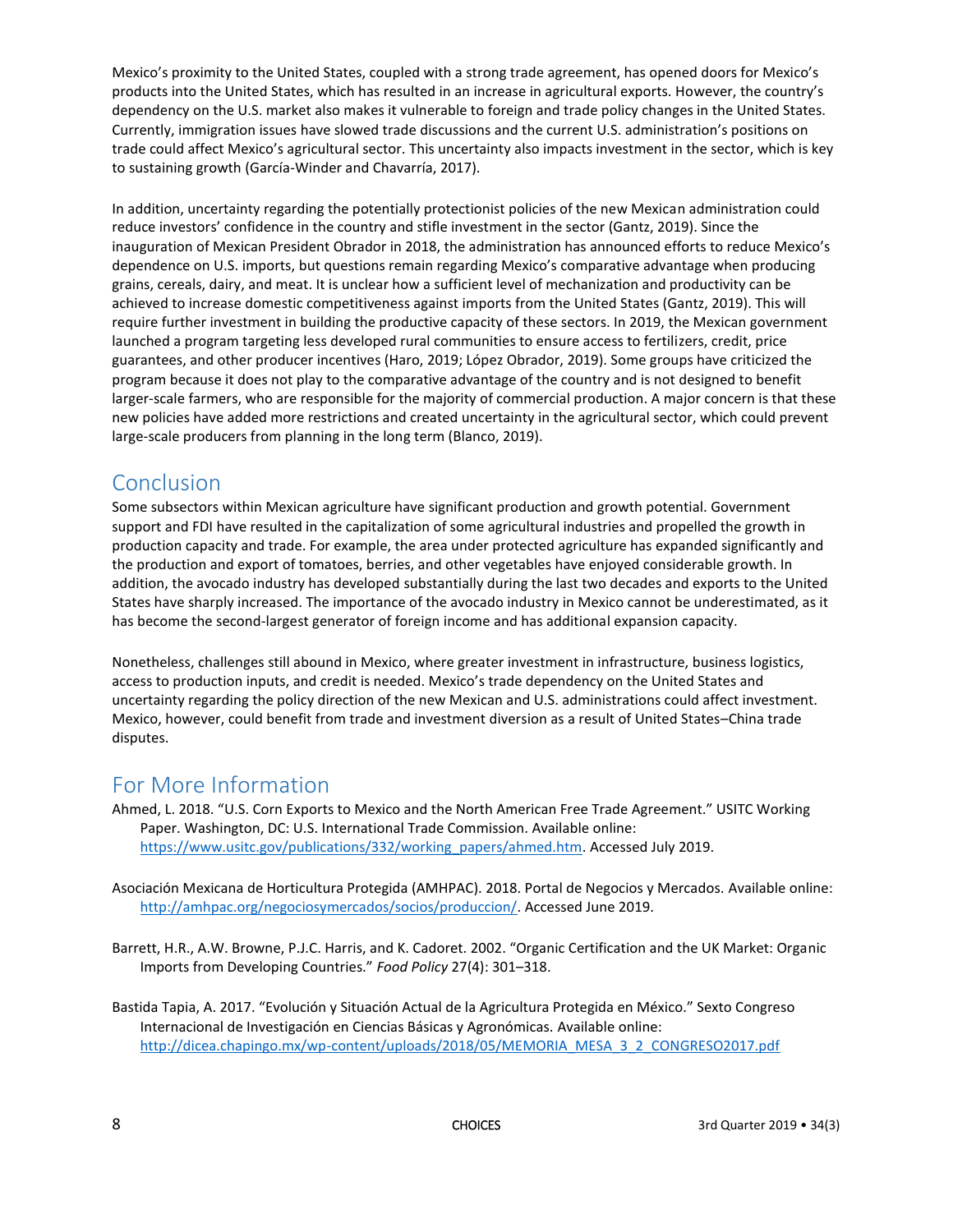Mexico's proximity to the United States, coupled with a strong trade agreement, has opened doors for Mexico's products into the United States, which has resulted in an increase in agricultural exports. However, the country's dependency on the U.S. market also makes it vulnerable to foreign and trade policy changes in the United States. Currently, immigration issues have slowed trade discussions and the current U.S. administration's positions on trade could affect Mexico's agricultural sector. This uncertainty also impacts investment in the sector, which is key to sustaining growth (García-Winder and Chavarría, 2017).

In addition, uncertainty regarding the potentially protectionist policies of the new Mexican administration could reduce investors' confidence in the country and stifle investment in the sector (Gantz, 2019). Since the inauguration of Mexican President Obrador in 2018, the administration has announced efforts to reduce Mexico's dependence on U.S. imports, but questions remain regarding Mexico's comparative advantage when producing grains, cereals, dairy, and meat. It is unclear how a sufficient level of mechanization and productivity can be achieved to increase domestic competitiveness against imports from the United States (Gantz, 2019). This will require further investment in building the productive capacity of these sectors. In 2019, the Mexican government launched a program targeting less developed rural communities to ensure access to fertilizers, credit, price guarantees, and other producer incentives (Haro, 2019; López Obrador, 2019). Some groups have criticized the program because it does not play to the comparative advantage of the country and is not designed to benefit larger-scale farmers, who are responsible for the majority of commercial production. A major concern is that these new policies have added more restrictions and created uncertainty in the agricultural sector, which could prevent large-scale producers from planning in the long term (Blanco, 2019).

## Conclusion

Some subsectors within Mexican agriculture have significant production and growth potential. Government support and FDI have resulted in the capitalization of some agricultural industries and propelled the growth in production capacity and trade. For example, the area under protected agriculture has expanded significantly and the production and export of tomatoes, berries, and other vegetables have enjoyed considerable growth. In addition, the avocado industry has developed substantially during the last two decades and exports to the United States have sharply increased. The importance of the avocado industry in Mexico cannot be underestimated, as it has become the second-largest generator of foreign income and has additional expansion capacity.

Nonetheless, challenges still abound in Mexico, where greater investment in infrastructure, business logistics, access to production inputs, and credit is needed. Mexico's trade dependency on the United States and uncertainty regarding the policy direction of the new Mexican and U.S. administrations could affect investment. Mexico, however, could benefit from trade and investment diversion as a result of United States–China trade disputes.

## For More Information

Ahmed, L. 2018. "U.S. Corn Exports to Mexico and the North American Free Trade Agreement." USITC Working Paper. Washington, DC: U.S. International Trade Commission. Available online: https://www.usitc.gov/publications/332/working_papers/ahmed.htm. Accessed July 2019.

Asociación Mexicana de Horticultura Protegida (AMHPAC). 2018. Portal de Negocios y Mercados. Available online: http://amhpac.org/negociosymercados/socios/produccion/. Accessed June 2019.

Barrett, H.R., A.W. Browne, P.J.C. Harris, and K. Cadoret. 2002. "Organic Certification and the UK Market: Organic Imports from Developing Countries." *Food Policy* 27(4): 301–318.

Bastida Tapia, A. 2017. "Evolución y Situación Actual de la Agricultura Protegida en México." Sexto Congreso Internacional de Investigación en Ciencias Básicas y Agronómicas. Available online: http://dicea.chapingo.mx/wp-content/uploads/2018/05/MEMORIA_MESA_3_2_CONGRESO2017.pdf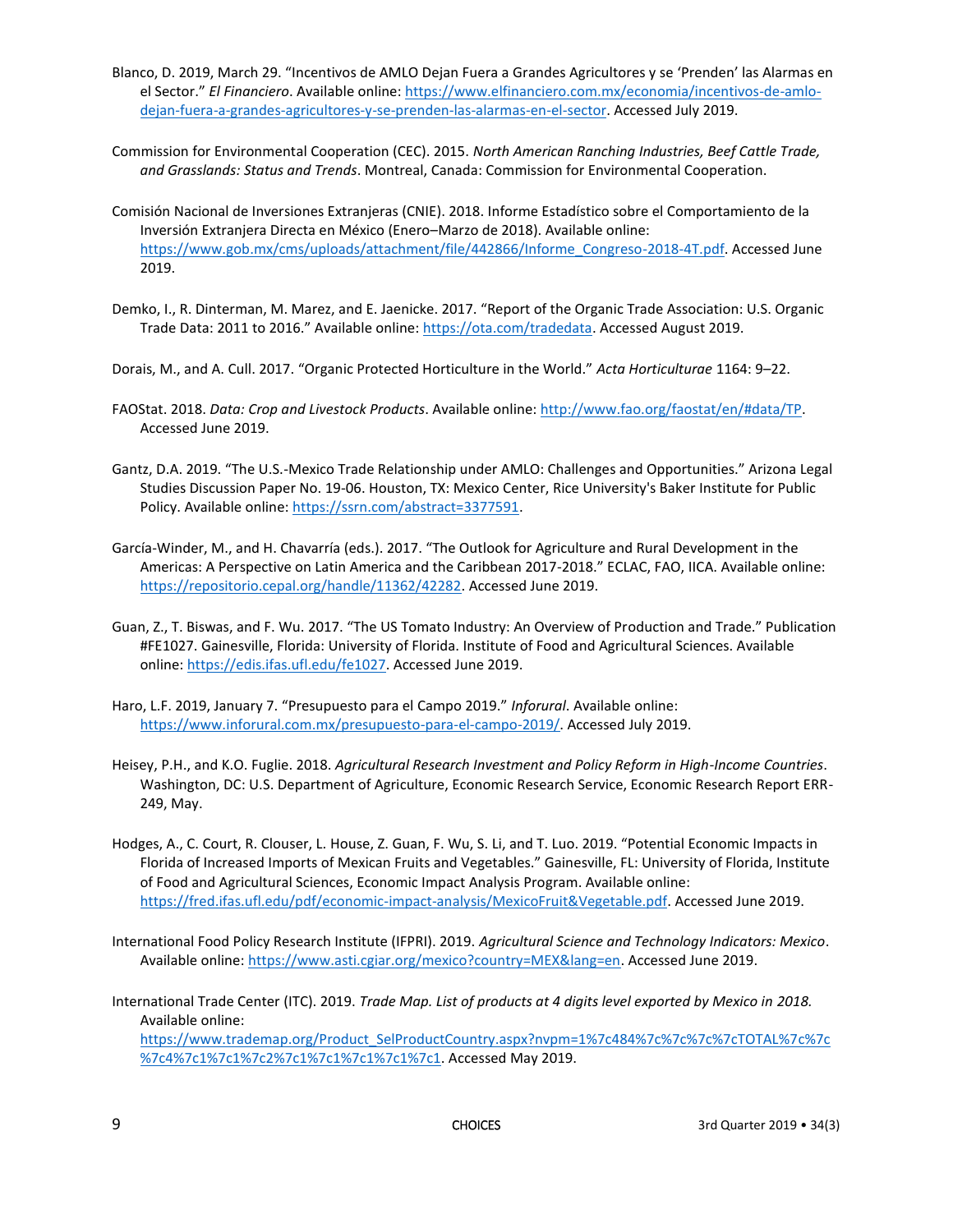Blanco, D. 2019, March 29. "Incentivos de AMLO Dejan Fuera a Grandes Agricultores y se 'Prenden' las Alarmas en el Sector." *El Financiero*. Available online: https://www.elfinanciero.com.mx/economia/incentivos-de-amlo-dejan-fuera-a-grandes-agricultores-y-se-prenden-las-alarmas-en-el-sector. Accessed July 2019.

Commission for Environmental Cooperation (CEC). 2015. *North American Ranching Industries, Beef Cattle Trade, and Grasslands: Status and Trends*. Montreal, Canada: Commission for Environmental Cooperation.

Comisión Nacional de Inversiones Extranjeras (CNIE). 2018. Informe Estadístico sobre el Comportamiento de la Inversión Extranjera Directa en México (Enero–Marzo de 2018). Available online: https://www.gob.mx/cms/uploads/attachment/file/442866/Informe_Congreso-2018-4T.pdf. Accessed June 2019.

Demko, I., R. Dinterman, M. Marez, and E. Jaenicke. 2017. "Report of the Organic Trade Association: U.S. Organic Trade Data: 2011 to 2016." Available online: https://ota.com/tradedata. Accessed August 2019.

Dorais, M., and A. Cull. 2017. "Organic Protected Horticulture in the World." *Acta Horticulturae* 1164: 9–22.

FAOStat. 2018. *Data: Crop and Livestock Products*. Available online: http://www.fao.org/faostat/en/#data/TP. Accessed June 2019.

Gantz, D.A. 2019. "The U.S.-Mexico Trade Relationship under AMLO: Challenges and Opportunities." Arizona Legal Studies Discussion Paper No. 19-06. Houston, TX: Mexico Center, Rice University's Baker Institute for Public Policy. Available online: https://ssrn.com/abstract=3377591.

García-Winder, M., and H. Chavarría (eds.). 2017. "The Outlook for Agriculture and Rural Development in the Americas: A Perspective on Latin America and the Caribbean 2017-2018." ECLAC, FAO, IICA. Available online: https://repositorio.cepal.org/handle/11362/42282. Accessed June 2019.

Guan, Z., T. Biswas, and F. Wu. 2017. "The US Tomato Industry: An Overview of Production and Trade." Publication #FE1027. Gainesville, Florida: University of Florida. Institute of Food and Agricultural Sciences. Available online: https://edis.ifas.ufl.edu/fe1027. Accessed June 2019.

Haro, L.F. 2019, January 7. "Presupuesto para el Campo 2019." *Inforural*. Available online: https://www.inforural.com.mx/presupuesto-para-el-campo-2019/. Accessed July 2019.

Heisey, P.H., and K.O. Fuglie. 2018. *Agricultural Research Investment and Policy Reform in High-Income Countries*. Washington, DC: U.S. Department of Agriculture, Economic Research Service, Economic Research Report ERR-249, May.

Hodges, A., C. Court, R. Clouser, L. House, Z. Guan, F. Wu, S. Li, and T. Luo. 2019. "Potential Economic Impacts in Florida of Increased Imports of Mexican Fruits and Vegetables." Gainesville, FL: University of Florida, Institute of Food and Agricultural Sciences, Economic Impact Analysis Program. Available online: https://fred.ifas.ufl.edu/pdf/economic-impact-analysis/MexicoFruit&Vegetable.pdf. Accessed June 2019.

International Food Policy Research Institute (IFPRI). 2019. *Agricultural Science and Technology Indicators: Mexico*. Available online: https://www.asti.cgiar.org/mexico?country=MEX&lang=en. Accessed June 2019.

International Trade Center (ITC). 2019. *Trade Map. List of products at 4 digits level exported by Mexico in 2018.* Available online: https://www.trademap.org/Product_SelProductCountry.aspx?nvpm=1%7c484%7c%7c%7c%7cTOTAL%7c%7c%7c4%7c1%7c1%7c2%7c1%7c1%7c1%7c1%7c1. Accessed May 2019.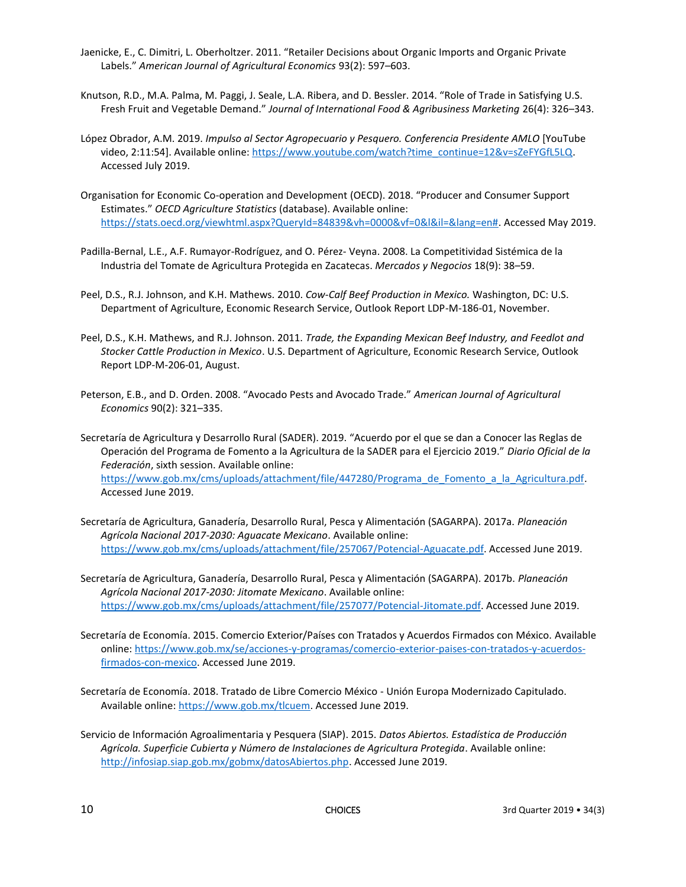Jaenicke, E., C. Dimitri, L. Oberholtzer. 2011. "Retailer Decisions about Organic Imports and Organic Private Labels." *American Journal of Agricultural Economics* 93(2): 597–603.

Knutson, R.D., M.A. Palma, M. Paggi, J. Seale, L.A. Ribera, and D. Bessler. 2014. "Role of Trade in Satisfying U.S. Fresh Fruit and Vegetable Demand." *Journal of International Food & Agribusiness Marketing* 26(4): 326–343.

López Obrador, A.M. 2019. *Impulso al Sector Agropecuario y Pesquero. Conferencia Presidente AMLO* [YouTube video, 2:11:54]. Available online: https://www.youtube.com/watch?time_continue=12&v=sZeFYGfL5LQ. Accessed July 2019.

Organisation for Economic Co-operation and Development (OECD). 2018. "Producer and Consumer Support Estimates." *OECD Agriculture Statistics* (database). Available online: https://stats.oecd.org/viewhtml.aspx?QueryId=84839&vh=0000&vf=0&l&il=&lang=en#. Accessed May 2019.

Padilla-Bernal, L.E., A.F. Rumayor-Rodríguez, and O. Pérez- Veyna. 2008. La Competitividad Sistémica de la Industria del Tomate de Agricultura Protegida en Zacatecas. *Mercados y Negocios* 18(9): 38–59.

Peel, D.S., R.J. Johnson, and K.H. Mathews. 2010. *Cow-Calf Beef Production in Mexico.* Washington, DC: U.S. Department of Agriculture, Economic Research Service, Outlook Report LDP-M-186-01, November.

Peel, D.S., K.H. Mathews, and R.J. Johnson. 2011. *Trade, the Expanding Mexican Beef Industry, and Feedlot and Stocker Cattle Production in Mexico*. U.S. Department of Agriculture, Economic Research Service, Outlook Report LDP-M-206-01, August.

Peterson, E.B., and D. Orden. 2008. "Avocado Pests and Avocado Trade." *American Journal of Agricultural Economics* 90(2): 321–335.

Secretaría de Agricultura y Desarrollo Rural (SADER). 2019. "Acuerdo por el que se dan a Conocer las Reglas de Operación del Programa de Fomento a la Agricultura de la SADER para el Ejercicio 2019." *Diario Oficial de la Federación*, sixth session. Available online: https://www.gob.mx/cms/uploads/attachment/file/447280/Programa_de_Fomento_a_la_Agricultura.pdf. Accessed June 2019.

Secretaría de Agricultura, Ganadería, Desarrollo Rural, Pesca y Alimentación (SAGARPA). 2017a. *Planeación Agrícola Nacional 2017-2030: Aguacate Mexicano*. Available online: https://www.gob.mx/cms/uploads/attachment/file/257067/Potencial-Aguacate.pdf. Accessed June 2019.

Secretaría de Agricultura, Ganadería, Desarrollo Rural, Pesca y Alimentación (SAGARPA). 2017b. *Planeación Agrícola Nacional 2017-2030: Jitomate Mexicano*. Available online: https://www.gob.mx/cms/uploads/attachment/file/257077/Potencial-Jitomate.pdf. Accessed June 2019.

Secretaría de Economía. 2015. Comercio Exterior/Países con Tratados y Acuerdos Firmados con México. Available online: https://www.gob.mx/se/acciones-y-programas/comercio-exterior-paises-con-tratados-y-acuerdos-firmados-con-mexico. Accessed June 2019.

Secretaría de Economía. 2018. Tratado de Libre Comercio México - Unión Europa Modernizado Capitulado. Available online: https://www.gob.mx/tlcuem. Accessed June 2019.

Servicio de Información Agroalimentaria y Pesquera (SIAP). 2015. *Datos Abiertos. Estadística de Producción Agrícola. Superficie Cubierta y Número de Instalaciones de Agricultura Protegida*. Available online: http://infosiap.siap.gob.mx/gobmx/datosAbiertos.php. Accessed June 2019.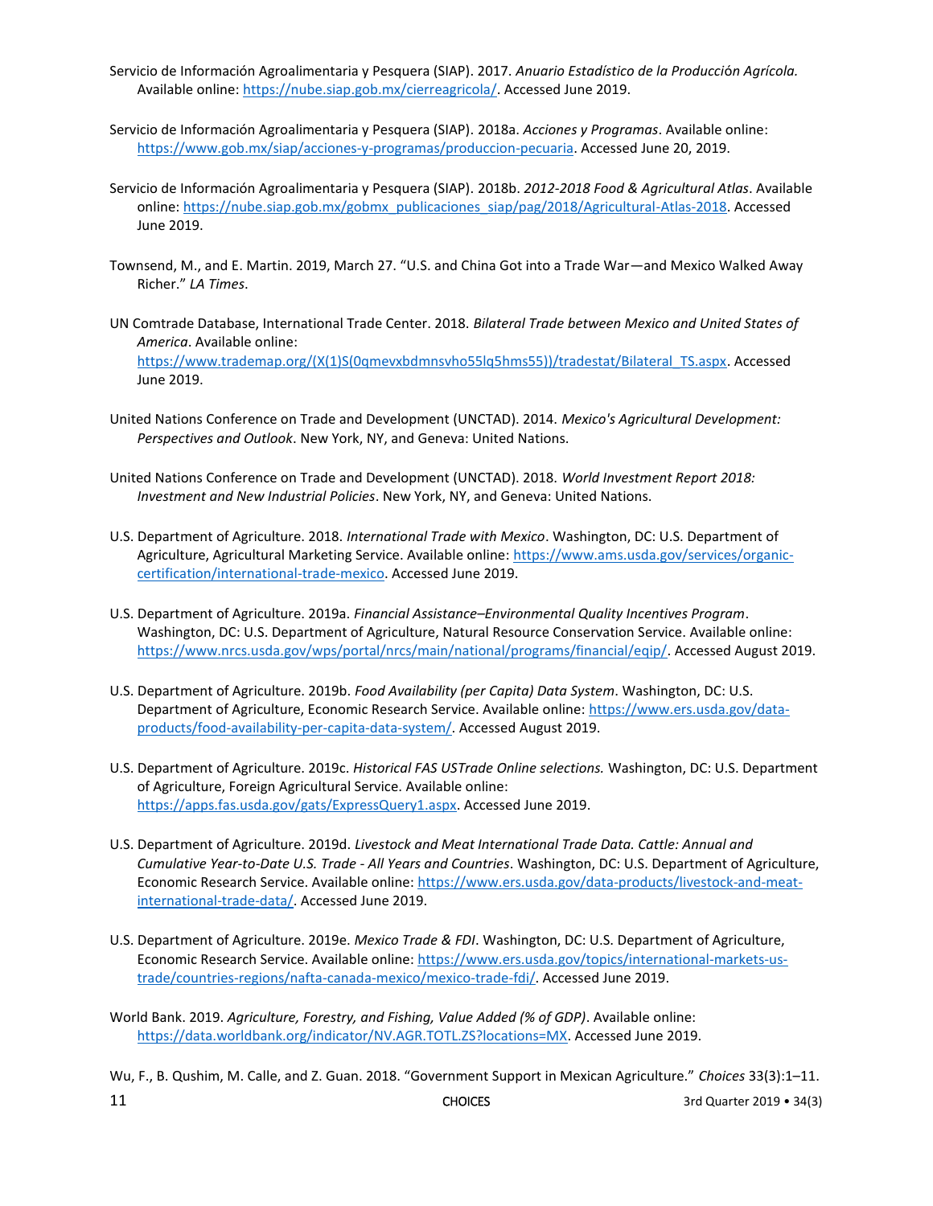Servicio de Información Agroalimentaria y Pesquera (SIAP). 2017. *Anuario Estadístico de la Producción Agrícola.* Available online: https://nube.siap.gob.mx/cierreagricola/. Accessed June 2019.

Servicio de Información Agroalimentaria y Pesquera (SIAP). 2018a. *Acciones y Programas*. Available online: https://www.gob.mx/siap/acciones-y-programas/produccion-pecuaria. Accessed June 20, 2019.

Servicio de Información Agroalimentaria y Pesquera (SIAP). 2018b. *2012-2018 Food & Agricultural Atlas*. Available online: https://nube.siap.gob.mx/gobmx_publicaciones_siap/pag/2018/Agricultural-Atlas-2018. Accessed June 2019.

Townsend, M., and E. Martin. 2019, March 27. "U.S. and China Got into a Trade War—and Mexico Walked Away Richer." *LA Times*.

UN Comtrade Database, International Trade Center. 2018. *Bilateral Trade between Mexico and United States of America*. Available online: https://www.trademap.org/(X(1)S(0qmevxbdmnsvho55lq5hms55))/tradestat/Bilateral_TS.aspx. Accessed June 2019.

United Nations Conference on Trade and Development (UNCTAD). 2014. *Mexico's Agricultural Development: Perspectives and Outlook*. New York, NY, and Geneva: United Nations.

United Nations Conference on Trade and Development (UNCTAD). 2018. *World Investment Report 2018: Investment and New Industrial Policies*. New York, NY, and Geneva: United Nations.

U.S. Department of Agriculture. 2018. *International Trade with Mexico*. Washington, DC: U.S. Department of Agriculture, Agricultural Marketing Service. Available online: https://www.ams.usda.gov/services/organic-certification/international-trade-mexico. Accessed June 2019.

U.S. Department of Agriculture. 2019a. *Financial Assistance–Environmental Quality Incentives Program*. Washington, DC: U.S. Department of Agriculture, Natural Resource Conservation Service. Available online: https://www.nrcs.usda.gov/wps/portal/nrcs/main/national/programs/financial/eqip/. Accessed August 2019.

U.S. Department of Agriculture. 2019b. *Food Availability (per Capita) Data System*. Washington, DC: U.S. Department of Agriculture, Economic Research Service. Available online: https://www.ers.usda.gov/data-products/food-availability-per-capita-data-system/. Accessed August 2019.

U.S. Department of Agriculture. 2019c. *Historical FAS USTrade Online selections.* Washington, DC: U.S. Department of Agriculture, Foreign Agricultural Service. Available online: https://apps.fas.usda.gov/gats/ExpressQuery1.aspx. Accessed June 2019.

U.S. Department of Agriculture. 2019d. *Livestock and Meat International Trade Data. Cattle: Annual and Cumulative Year-to-Date U.S. Trade - All Years and Countries*. Washington, DC: U.S. Department of Agriculture, Economic Research Service. Available online: https://www.ers.usda.gov/data-products/livestock-and-meat-international-trade-data/. Accessed June 2019.

U.S. Department of Agriculture. 2019e. *Mexico Trade & FDI*. Washington, DC: U.S. Department of Agriculture, Economic Research Service. Available online: https://www.ers.usda.gov/topics/international-markets-us-trade/countries-regions/nafta-canada-mexico/mexico-trade-fdi/. Accessed June 2019.

World Bank. 2019. *Agriculture, Forestry, and Fishing, Value Added (% of GDP)*. Available online: https://data.worldbank.org/indicator/NV.AGR.TOTL.ZS?locations=MX. Accessed June 2019.

Wu, F., B. Qushim, M. Calle, and Z. Guan. 2018. "Government Support in Mexican Agriculture." *Choices* 33(3):1–11.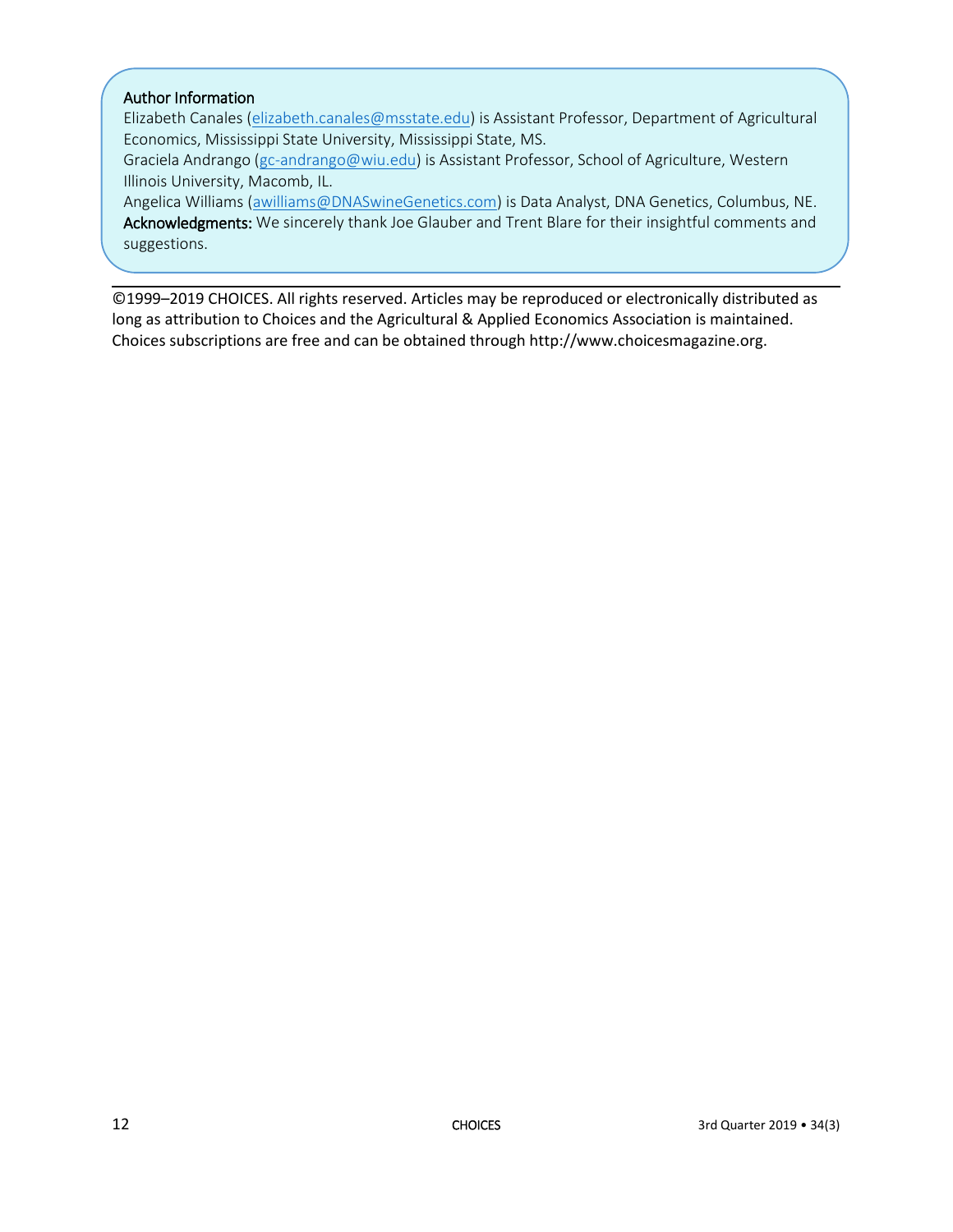**Author Information**

Elizabeth Canales (elizabeth.canales@msstate.edu) is Assistant Professor, Department of Agricultural Economics, Mississippi State University, Mississippi State, MS.

Graciela Andrango (gc-andrango@wiu.edu) is Assistant Professor, School of Agriculture, Western Illinois University, Macomb, IL.

Angelica Williams (awilliams@DNASwineGenetics.com) is Data Analyst, DNA Genetics, Columbus, NE.

**Acknowledgments:** We sincerely thank Joe Glauber and Trent Blare for their insightful comments and suggestions.

---

©1999–2019 CHOICES. All rights reserved. Articles may be reproduced or electronically distributed as long as attribution to Choices and the Agricultural & Applied Economics Association is maintained. Choices subscriptions are free and can be obtained through http://www.choicesmagazine.org.